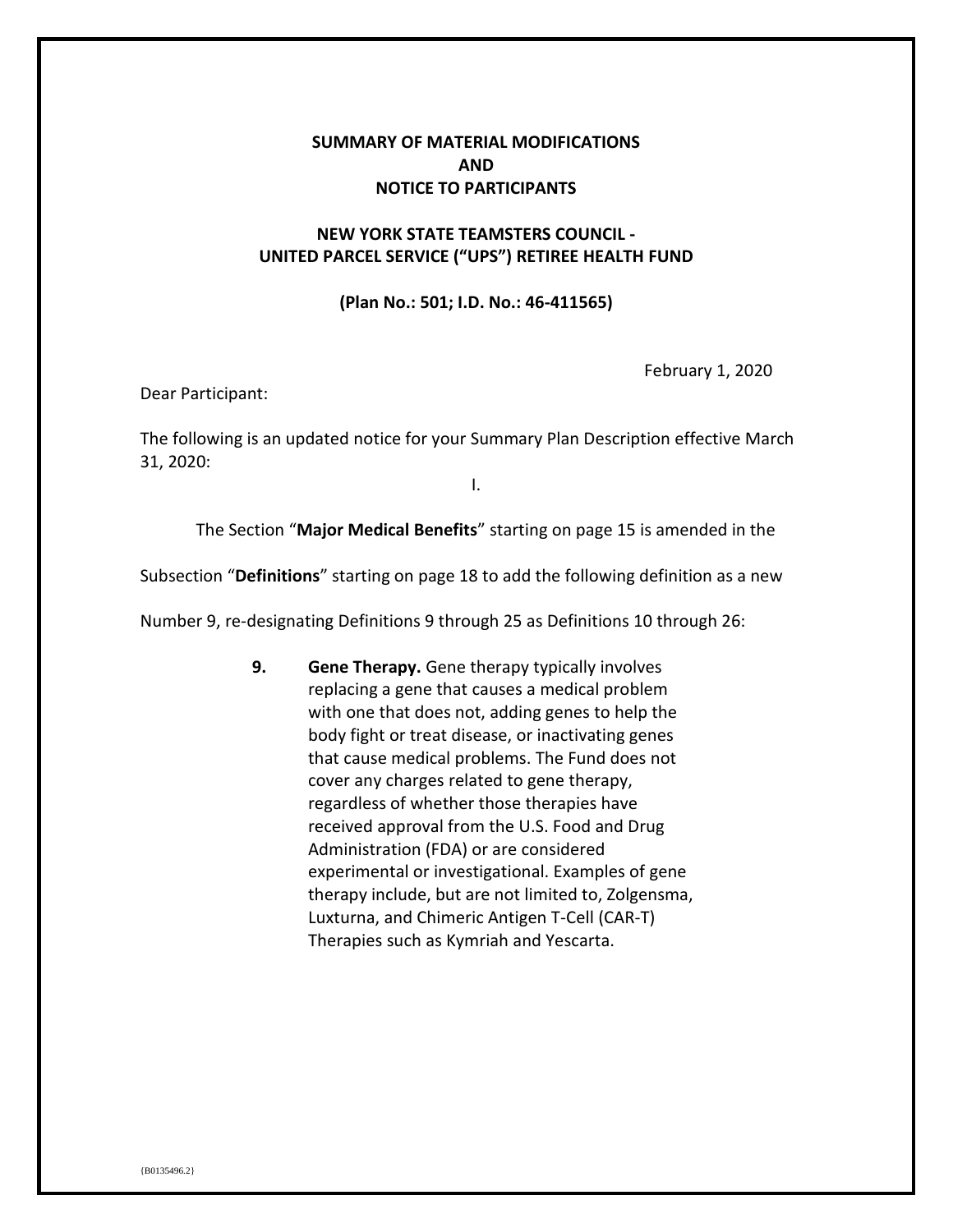**SUMMARY OF MATERIAL MODIFICATIONS**
**AND**
**NOTICE TO PARTICIPANTS**

**NEW YORK STATE TEAMSTERS COUNCIL -**
**UNITED PARCEL SERVICE ("UPS") RETIREE HEALTH FUND**

**(Plan No.: 501; I.D. No.: 46-411565)**

February 1, 2020

Dear Participant:

The following is an updated notice for your Summary Plan Description effective March 31, 2020:

I.

The Section "**Major Medical Benefits**" starting on page 15 is amended in the Subsection "**Definitions**" starting on page 18 to add the following definition as a new Number 9, re-designating Definitions 9 through 25 as Definitions 10 through 26:

> **9. Gene Therapy.** Gene therapy typically involves replacing a gene that causes a medical problem with one that does not, adding genes to help the body fight or treat disease, or inactivating genes that cause medical problems. The Fund does not cover any charges related to gene therapy, regardless of whether those therapies have received approval from the U.S. Food and Drug Administration (FDA) or are considered experimental or investigational. Examples of gene therapy include, but are not limited to, Zolgensma, Luxturna, and Chimeric Antigen T-Cell (CAR-T) Therapies such as Kymriah and Yescarta.

{B0135496.2}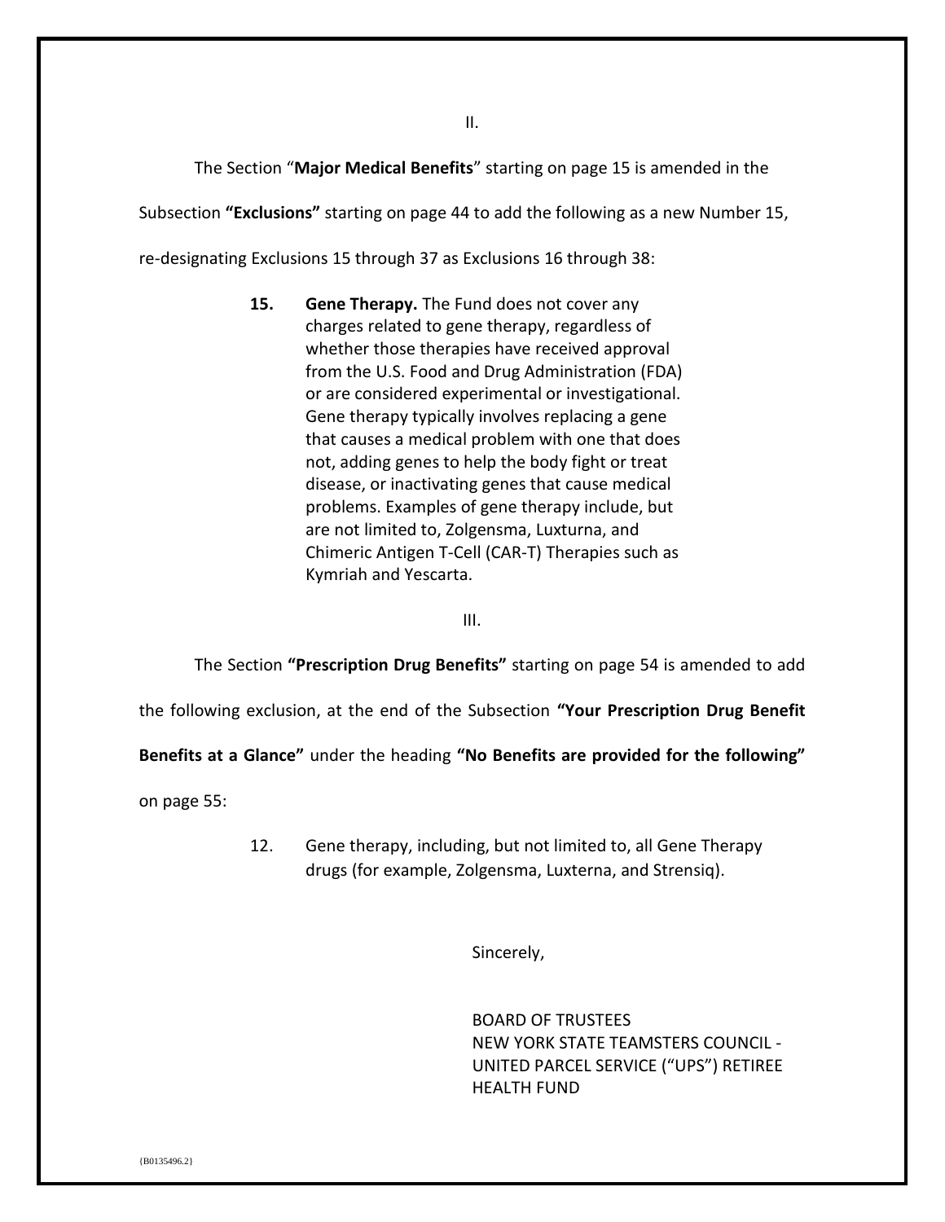II.

The Section "**Major Medical Benefits**" starting on page 15 is amended in the Subsection **"Exclusions"** starting on page 44 to add the following as a new Number 15, re-designating Exclusions 15 through 37 as Exclusions 16 through 38:

> **15. Gene Therapy.** The Fund does not cover any charges related to gene therapy, regardless of whether those therapies have received approval from the U.S. Food and Drug Administration (FDA) or are considered experimental or investigational. Gene therapy typically involves replacing a gene that causes a medical problem with one that does not, adding genes to help the body fight or treat disease, or inactivating genes that cause medical problems. Examples of gene therapy include, but are not limited to, Zolgensma, Luxturna, and Chimeric Antigen T-Cell (CAR-T) Therapies such as Kymriah and Yescarta.

III.

The Section **"Prescription Drug Benefits"** starting on page 54 is amended to add the following exclusion, at the end of the Subsection **"Your Prescription Drug Benefit Benefits at a Glance"** under the heading **"No Benefits are provided for the following"** on page 55:

> 12. Gene therapy, including, but not limited to, all Gene Therapy drugs (for example, Zolgensma, Luxterna, and Strensiq).

Sincerely,

BOARD OF TRUSTEES
NEW YORK STATE TEAMSTERS COUNCIL - UNITED PARCEL SERVICE ("UPS") RETIREE HEALTH FUND

{B0135496.2}